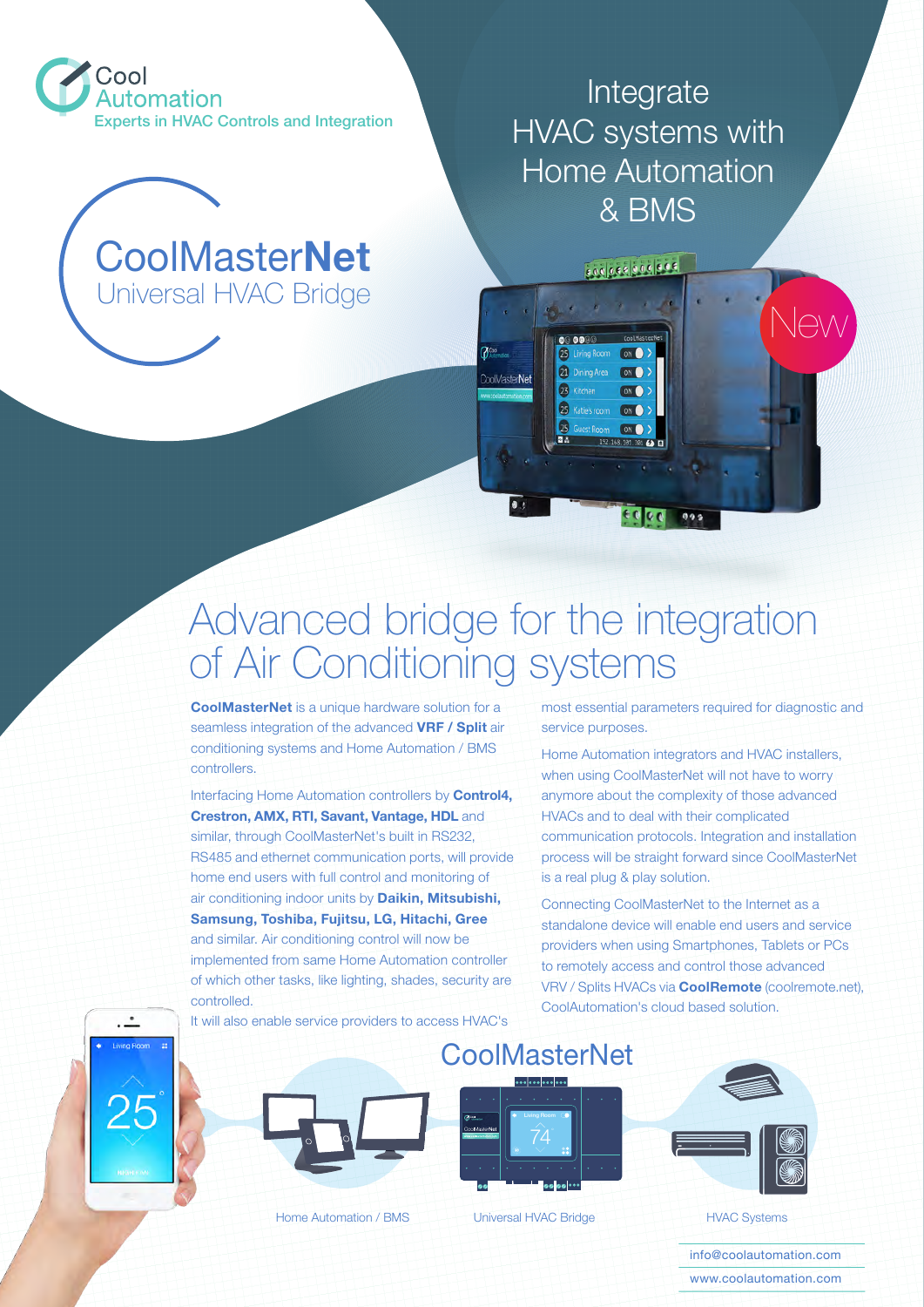Cool Automation
Experts in HVAC Controls and Integration

# CoolMasterNet
Universal HVAC Bridge

Integrate HVAC systems with Home Automation & BMS

New

## Advanced bridge for the integration of Air Conditioning systems

**CoolMasterNet** is a unique hardware solution for a seamless integration of the advanced **VRF / Split** air conditioning systems and Home Automation / BMS controllers.

Interfacing Home Automation controllers by **Control4, Crestron, AMX, RTI, Savant, Vantage, HDL** and similar, through CoolMasterNet's built in RS232, RS485 and ethernet communication ports, will provide home end users with full control and monitoring of air conditioning indoor units by **Daikin, Mitsubishi, Samsung, Toshiba, Fujitsu, LG, Hitachi, Gree** and similar. Air conditioning control will now be implemented from same Home Automation controller of which other tasks, like lighting, shades, security are controlled.

It will also enable service providers to access HVAC's most essential parameters required for diagnostic and service purposes.

Home Automation integrators and HVAC installers, when using CoolMasterNet will not have to worry anymore about the complexity of those advanced HVACs and to deal with their complicated communication protocols. Integration and installation process will be straight forward since CoolMasterNet is a real plug & play solution.

Connecting CoolMasterNet to the Internet as a standalone device will enable end users and service providers when using Smartphones, Tablets or PCs to remotely access and control those advanced VRV / Splits HVACs via **CoolRemote** (coolremote.net), CoolAutomation's cloud based solution.

CoolMasterNet

Home Automation / BMS — Universal HVAC Bridge — HVAC Systems

info@coolautomation.com
www.coolautomation.com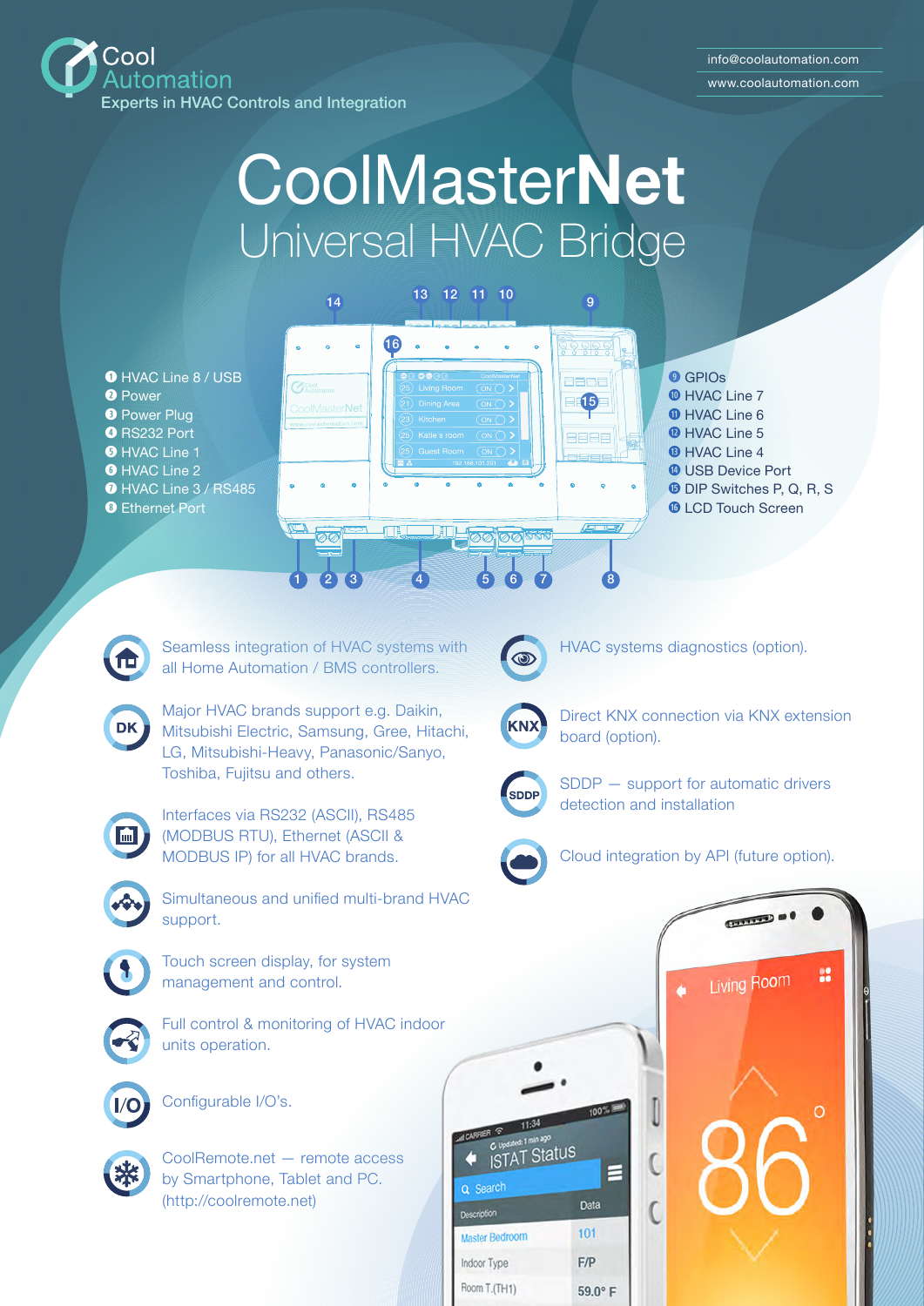Cool Automation

Experts in HVAC Controls and Integration

info@coolautomation.com

www.coolautomation.com

# CoolMasterNet

## Universal HVAC Bridge

1. HVAC Line 8 / USB
2. Power
3. Power Plug
4. RS232 Port
5. HVAC Line 1
6. HVAC Line 2
7. HVAC Line 3 / RS485
8. Ethernet Port
9. GPIOs
10. HVAC Line 7
11. HVAC Line 6
12. HVAC Line 5
13. HVAC Line 4
14. USB Device Port
15. DIP Switches P, Q, R, S
16. LCD Touch Screen

- Seamless integration of HVAC systems with all Home Automation / BMS controllers.
- Major HVAC brands support e.g. Daikin, Mitsubishi Electric, Samsung, Gree, Hitachi, LG, Mitsubishi-Heavy, Panasonic/Sanyo, Toshiba, Fujitsu and others.
- Interfaces via RS232 (ASCII), RS485 (MODBUS RTU), Ethernet (ASCII & MODBUS IP) for all HVAC brands.
- Simultaneous and unified multi-brand HVAC support.
- Touch screen display, for system management and control.
- Full control & monitoring of HVAC indoor units operation.
- Configurable I/O's.
- CoolRemote.net — remote access by Smartphone, Tablet and PC. (http://coolremote.net)
- HVAC systems diagnostics (option).
- Direct KNX connection via KNX extension board (option).
- SDDP — support for automatic drivers detection and installation
- Cloud integration by API (future option).